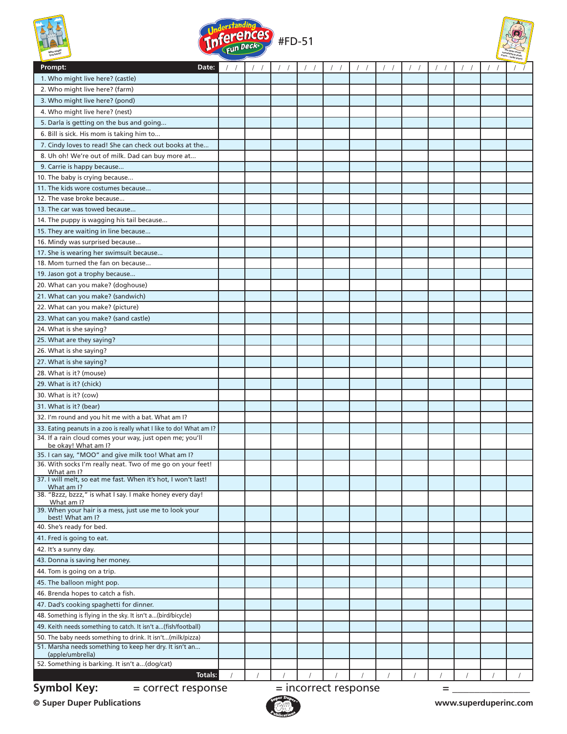Understanding Inferences Fun Deck® #FD-51

| Prompt: Date: | / / | / / | / / | / / | / / | / / | / / | / / | / / | / / | / / | / / |
|---|---|---|---|---|---|---|---|---|---|---|---|---|
| 1. Who might live here? (castle) | | | | | | | | | | | | |
| 2. Who might live here? (farm) | | | | | | | | | | | | |
| 3. Who might live here? (pond) | | | | | | | | | | | | |
| 4. Who might live here? (nest) | | | | | | | | | | | | |
| 5. Darla is getting on the bus and going... | | | | | | | | | | | | |
| 6. Bill is sick. His mom is taking him to... | | | | | | | | | | | | |
| 7. Cindy loves to read! She can check out books at the... | | | | | | | | | | | | |
| 8. Uh oh! We're out of milk. Dad can buy more at... | | | | | | | | | | | | |
| 9. Carrie is happy because... | | | | | | | | | | | | |
| 10. The baby is crying because... | | | | | | | | | | | | |
| 11. The kids wore costumes because... | | | | | | | | | | | | |
| 12. The vase broke because... | | | | | | | | | | | | |
| 13. The car was towed because... | | | | | | | | | | | | |
| 14. The puppy is wagging his tail because... | | | | | | | | | | | | |
| 15. They are waiting in line because... | | | | | | | | | | | | |
| 16. Mindy was surprised because... | | | | | | | | | | | | |
| 17. She is wearing her swimsuit because... | | | | | | | | | | | | |
| 18. Mom turned the fan on because... | | | | | | | | | | | | |
| 19. Jason got a trophy because... | | | | | | | | | | | | |
| 20. What can you make? (doghouse) | | | | | | | | | | | | |
| 21. What can you make? (sandwich) | | | | | | | | | | | | |
| 22. What can you make? (picture) | | | | | | | | | | | | |
| 23. What can you make? (sand castle) | | | | | | | | | | | | |
| 24. What is she saying? | | | | | | | | | | | | |
| 25. What are they saying? | | | | | | | | | | | | |
| 26. What is she saying? | | | | | | | | | | | | |
| 27. What is she saying? | | | | | | | | | | | | |
| 28. What is it? (mouse) | | | | | | | | | | | | |
| 29. What is it? (chick) | | | | | | | | | | | | |
| 30. What is it? (cow) | | | | | | | | | | | | |
| 31. What is it? (bear) | | | | | | | | | | | | |
| 32. I'm round and you hit me with a bat. What am I? | | | | | | | | | | | | |
| 33. Eating peanuts in a zoo is really what I like to do! What am I? | | | | | | | | | | | | |
| 34. If a rain cloud comes your way, just open me; you'll be okay! What am I? | | | | | | | | | | | | |
| 35. I can say, "MOO" and give milk too! What am I? | | | | | | | | | | | | |
| 36. With socks I'm really neat. Two of me go on your feet! What am I? | | | | | | | | | | | | |
| 37. I will melt, so eat me fast. When it's hot, I won't last! What am I? | | | | | | | | | | | | |
| 38. "Bzzz, bzzz," is what I say. I make honey every day! What am I? | | | | | | | | | | | | |
| 39. When your hair is a mess, just use me to look your best! What am I? | | | | | | | | | | | | |
| 40. She's ready for bed. | | | | | | | | | | | | |
| 41. Fred is going to eat. | | | | | | | | | | | | |
| 42. It's a sunny day. | | | | | | | | | | | | |
| 43. Donna is saving her money. | | | | | | | | | | | | |
| 44. Tom is going on a trip. | | | | | | | | | | | | |
| 45. The balloon might pop. | | | | | | | | | | | | |
| 46. Brenda hopes to catch a fish. | | | | | | | | | | | | |
| 47. Dad's cooking spaghetti for dinner. | | | | | | | | | | | | |
| 48. Something is flying in the sky. It isn't a...(bird/bicycle) | | | | | | | | | | | | |
| 49. Keith needs something to catch. It isn't a...(fish/football) | | | | | | | | | | | | |
| 50. The baby needs something to drink. It isn't...(milk/pizza) | | | | | | | | | | | | |
| 51. Marsha needs something to keep her dry. It isn't an...(apple/umbrella) | | | | | | | | | | | | |
| 52. Something is barking. It isn't a...(dog/cat) | | | | | | | | | | | | |
| **Totals:** | / | / | / | / | / | / | / | / | / | / | / | / |

**Symbol Key:** = correct response = incorrect response = ________________

© Super Duper Publications www.superduperinc.com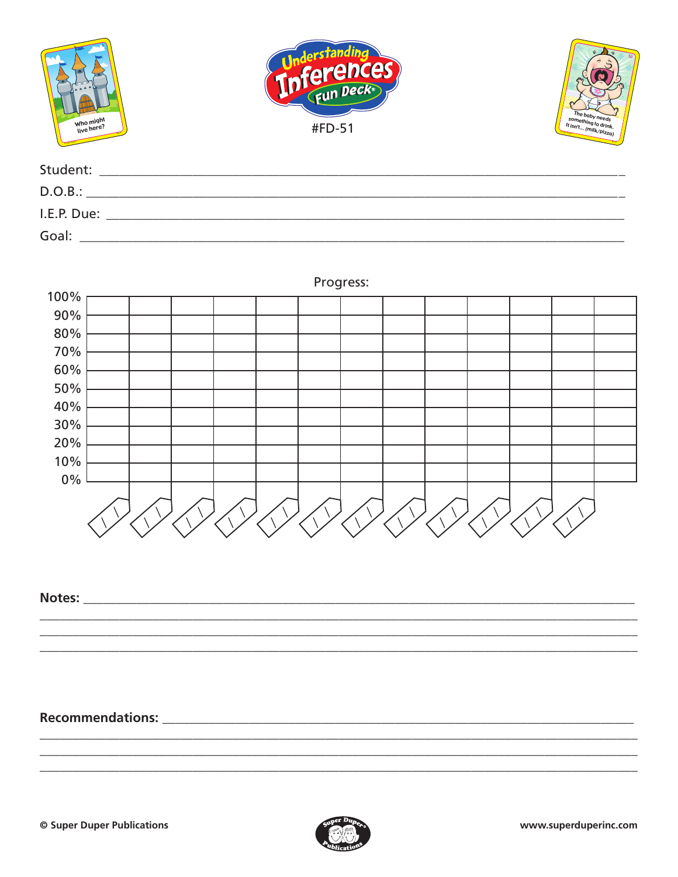Understanding Inferences Fun Deck®

#FD-51

Student: ______________________________________________

D.O.B.: ______________________________________________

I.E.P. Due: ______________________________________________

Goal: ______________________________________________

Progress:

100%
90%
80%
70%
60%
50%
40%
30%
20%
10%
0%

**Notes:** ______________________________________________

______________________________________________

______________________________________________

______________________________________________

**Recommendations:** ______________________________________________

______________________________________________

______________________________________________

______________________________________________

**© Super Duper Publications** **www.superduperinc.com**